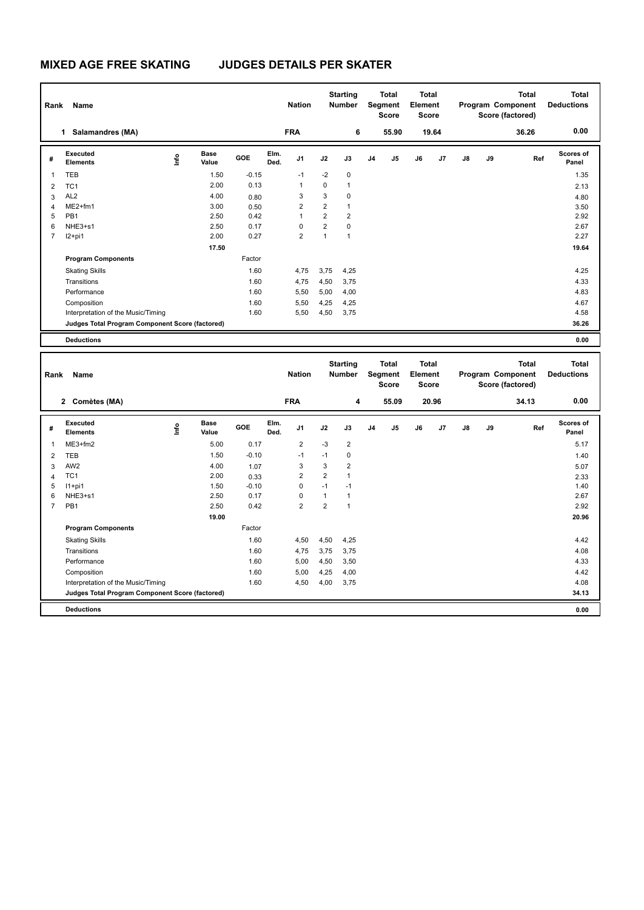# MIXED AGE FREE SKATING JUDGES DETAILS PER SKATER

| Rank | Name | Nation | Starting Number | Total Segment Score | Total Element Score | Total Program Component Score (factored) | Total Deductions |
|---|---|---|---|---|---|---|---|
| 1 | Salamandres (MA) | FRA | 6 | 55.90 | 19.64 | 36.26 | 0.00 |

| # | Executed Elements | Info | Base Value | GOE | Elm. Ded. | J1 | J2 | J3 | J4 | J5 | J6 | J7 | J8 | J9 | Ref | Scores of Panel |
|---|---|---|---|---|---|---|---|---|---|---|---|---|---|---|---|---|
| 1 | TEB | | 1.50 | -0.15 | | -1 | -2 | 0 | | | | | | | | 1.35 |
| 2 | TC1 | | 2.00 | 0.13 | | 1 | 0 | 1 | | | | | | | | 2.13 |
| 3 | AL2 | | 4.00 | 0.80 | | 3 | 3 | 0 | | | | | | | | 4.80 |
| 4 | ME2+fm1 | | 3.00 | 0.50 | | 2 | 2 | 1 | | | | | | | | 3.50 |
| 5 | PB1 | | 2.50 | 0.42 | | 1 | 2 | 2 | | | | | | | | 2.92 |
| 6 | NHE3+s1 | | 2.50 | 0.17 | | 0 | 2 | 0 | | | | | | | | 2.67 |
| 7 | I2+pi1 | | 2.00 | 0.27 | | 2 | 1 | 1 | | | | | | | | 2.27 |
| | | | 17.50 | | | | | | | | | | | | | 19.64 |
| | **Program Components** | | | Factor | | | | | | | | | | | | |
| | Skating Skills | | | 1.60 | | 4,75 | 3,75 | 4,25 | | | | | | | | 4.25 |
| | Transitions | | | 1.60 | | 4,75 | 4,50 | 3,75 | | | | | | | | 4.33 |
| | Performance | | | 1.60 | | 5,50 | 5,00 | 4,00 | | | | | | | | 4.83 |
| | Composition | | | 1.60 | | 5,50 | 4,25 | 4,25 | | | | | | | | 4.67 |
| | Interpretation of the Music/Timing | | | 1.60 | | 5,50 | 4,50 | 3,75 | | | | | | | | 4.58 |
| | **Judges Total Program Component Score (factored)** | | | | | | | | | | | | | | | 36.26 |
| | **Deductions** | | | | | | | | | | | | | | | 0.00 |

| Rank | Name | Nation | Starting Number | Total Segment Score | Total Element Score | Total Program Component Score (factored) | Total Deductions |
|---|---|---|---|---|---|---|---|
| 2 | Comètes (MA) | FRA | 4 | 55.09 | 20.96 | 34.13 | 0.00 |

| # | Executed Elements | Info | Base Value | GOE | Elm. Ded. | J1 | J2 | J3 | J4 | J5 | J6 | J7 | J8 | J9 | Ref | Scores of Panel |
|---|---|---|---|---|---|---|---|---|---|---|---|---|---|---|---|---|
| 1 | ME3+fm2 | | 5.00 | 0.17 | | 2 | -3 | 2 | | | | | | | | 5.17 |
| 2 | TEB | | 1.50 | -0.10 | | -1 | -1 | 0 | | | | | | | | 1.40 |
| 3 | AW2 | | 4.00 | 1.07 | | 3 | 3 | 2 | | | | | | | | 5.07 |
| 4 | TC1 | | 2.00 | 0.33 | | 2 | 2 | 1 | | | | | | | | 2.33 |
| 5 | I1+pi1 | | 1.50 | -0.10 | | 0 | -1 | -1 | | | | | | | | 1.40 |
| 6 | NHE3+s1 | | 2.50 | 0.17 | | 0 | 1 | 1 | | | | | | | | 2.67 |
| 7 | PB1 | | 2.50 | 0.42 | | 2 | 2 | 1 | | | | | | | | 2.92 |
| | | | 19.00 | | | | | | | | | | | | | 20.96 |
| | **Program Components** | | | Factor | | | | | | | | | | | | |
| | Skating Skills | | | 1.60 | | 4,50 | 4,50 | 4,25 | | | | | | | | 4.42 |
| | Transitions | | | 1.60 | | 4,75 | 3,75 | 3,75 | | | | | | | | 4.08 |
| | Performance | | | 1.60 | | 5,00 | 4,50 | 3,50 | | | | | | | | 4.33 |
| | Composition | | | 1.60 | | 5,00 | 4,25 | 4,00 | | | | | | | | 4.42 |
| | Interpretation of the Music/Timing | | | 1.60 | | 4,50 | 4,00 | 3,75 | | | | | | | | 4.08 |
| | **Judges Total Program Component Score (factored)** | | | | | | | | | | | | | | | 34.13 |
| | **Deductions** | | | | | | | | | | | | | | | 0.00 |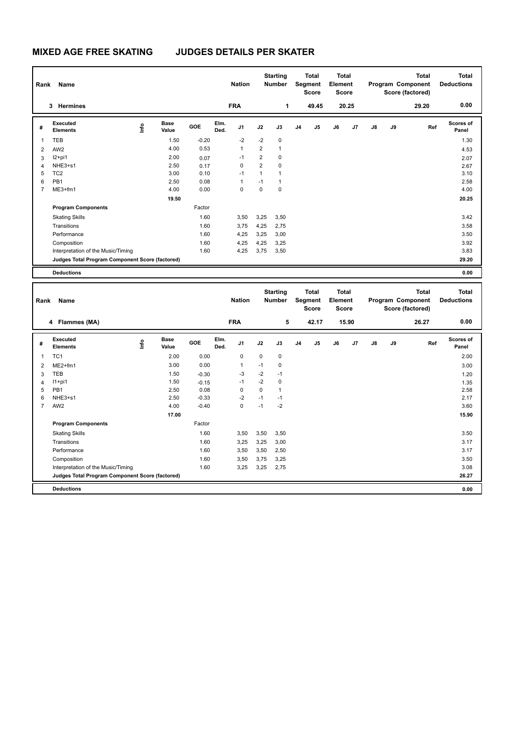# MIXED AGE FREE SKATING JUDGES DETAILS PER SKATER

| Rank | Name | Nation | Starting Number | Total Segment Score | Total Element Score | Total Program Component Score (factored) | Total Deductions |
|---|---|---|---|---|---|---|---|
| 3 | Hermines | FRA | 1 | 49.45 | 20.25 | 29.20 | 0.00 |

| # | Executed Elements | Info | Base Value | GOE | Elm. Ded. | J1 | J2 | J3 | J4 | J5 | J6 | J7 | J8 | J9 | Ref | Scores of Panel |
|---|---|---|---|---|---|---|---|---|---|---|---|---|---|---|---|---|
| 1 | TEB | | 1.50 | -0.20 | | -2 | -2 | 0 | | | | | | | | 1.30 |
| 2 | AW2 | | 4.00 | 0.53 | | 1 | 2 | 1 | | | | | | | | 4.53 |
| 3 | I2+pi1 | | 2.00 | 0.07 | | -1 | 2 | 0 | | | | | | | | 2.07 |
| 4 | NHE3+s1 | | 2.50 | 0.17 | | 0 | 2 | 0 | | | | | | | | 2.67 |
| 5 | TC2 | | 3.00 | 0.10 | | -1 | 1 | 1 | | | | | | | | 3.10 |
| 6 | PB1 | | 2.50 | 0.08 | | 1 | -1 | 1 | | | | | | | | 2.58 |
| 7 | ME3+fm1 | | 4.00 | 0.00 | | 0 | 0 | 0 | | | | | | | | 4.00 |
| | | | 19.50 | | | | | | | | | | | | | 20.25 |
| | **Program Components** | | | Factor | | | | | | | | | | | | |
| | Skating Skills | | | 1.60 | | 3,50 | 3,25 | 3,50 | | | | | | | | 3.42 |
| | Transitions | | | 1.60 | | 3,75 | 4,25 | 2,75 | | | | | | | | 3.58 |
| | Performance | | | 1.60 | | 4,25 | 3,25 | 3,00 | | | | | | | | 3.50 |
| | Composition | | | 1.60 | | 4,25 | 4,25 | 3,25 | | | | | | | | 3.92 |
| | Interpretation of the Music/Timing | | | 1.60 | | 4,25 | 3,75 | 3,50 | | | | | | | | 3.83 |
| | **Judges Total Program Component Score (factored)** | | | | | | | | | | | | | | | 29.20 |
| | **Deductions** | | | | | | | | | | | | | | | 0.00 |

| Rank | Name | Nation | Starting Number | Total Segment Score | Total Element Score | Total Program Component Score (factored) | Total Deductions |
|---|---|---|---|---|---|---|---|
| 4 | Flammes (MA) | FRA | 5 | 42.17 | 15.90 | 26.27 | 0.00 |

| # | Executed Elements | Info | Base Value | GOE | Elm. Ded. | J1 | J2 | J3 | J4 | J5 | J6 | J7 | J8 | J9 | Ref | Scores of Panel |
|---|---|---|---|---|---|---|---|---|---|---|---|---|---|---|---|---|
| 1 | TC1 | | 2.00 | 0.00 | | 0 | 0 | 0 | | | | | | | | 2.00 |
| 2 | ME2+fm1 | | 3.00 | 0.00 | | 1 | -1 | 0 | | | | | | | | 3.00 |
| 3 | TEB | | 1.50 | -0.30 | | -3 | -2 | -1 | | | | | | | | 1.20 |
| 4 | I1+pi1 | | 1.50 | -0.15 | | -1 | -2 | 0 | | | | | | | | 1.35 |
| 5 | PB1 | | 2.50 | 0.08 | | 0 | 0 | 1 | | | | | | | | 2.58 |
| 6 | NHE3+s1 | | 2.50 | -0.33 | | -2 | -1 | -1 | | | | | | | | 2.17 |
| 7 | AW2 | | 4.00 | -0.40 | | 0 | -1 | -2 | | | | | | | | 3.60 |
| | | | 17.00 | | | | | | | | | | | | | 15.90 |
| | **Program Components** | | | Factor | | | | | | | | | | | | |
| | Skating Skills | | | 1.60 | | 3,50 | 3,50 | 3,50 | | | | | | | | 3.50 |
| | Transitions | | | 1.60 | | 3,25 | 3,25 | 3,00 | | | | | | | | 3.17 |
| | Performance | | | 1.60 | | 3,50 | 3,50 | 2,50 | | | | | | | | 3.17 |
| | Composition | | | 1.60 | | 3,50 | 3,75 | 3,25 | | | | | | | | 3.50 |
| | Interpretation of the Music/Timing | | | 1.60 | | 3,25 | 3,25 | 2,75 | | | | | | | | 3.08 |
| | **Judges Total Program Component Score (factored)** | | | | | | | | | | | | | | | 26.27 |
| | **Deductions** | | | | | | | | | | | | | | | 0.00 |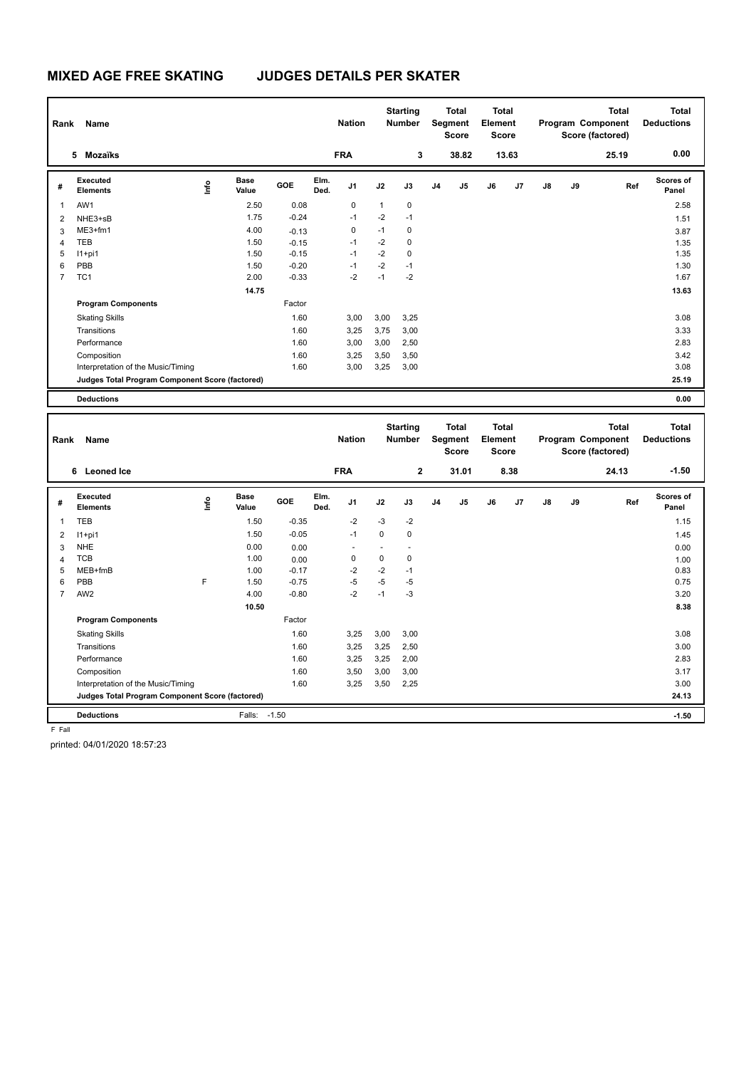# MIXED AGE FREE SKATING JUDGES DETAILS PER SKATER

| Rank | Name | Nation | Starting Number | Total Segment Score | Total Element Score | Total Program Component Score (factored) | Total Deductions |
|---|---|---|---|---|---|---|---|
| 5 | Mozaïks | FRA | 3 | 38.82 | 13.63 | 25.19 | 0.00 |

| # | Executed Elements | Info | Base Value | GOE | Elm. Ded. | J1 | J2 | J3 | J4 | J5 | J6 | J7 | J8 | J9 | Ref | Scores of Panel |
|---|---|---|---|---|---|---|---|---|---|---|---|---|---|---|---|---|
| 1 | AW1 | | 2.50 | 0.08 | | 0 | 1 | 0 | | | | | | | | 2.58 |
| 2 | NHE3+sB | | 1.75 | -0.24 | | -1 | -2 | -1 | | | | | | | | 1.51 |
| 3 | ME3+fm1 | | 4.00 | -0.13 | | 0 | -1 | 0 | | | | | | | | 3.87 |
| 4 | TEB | | 1.50 | -0.15 | | -1 | -2 | 0 | | | | | | | | 1.35 |
| 5 | I1+pi1 | | 1.50 | -0.15 | | -1 | -2 | 0 | | | | | | | | 1.35 |
| 6 | PBB | | 1.50 | -0.20 | | -1 | -2 | -1 | | | | | | | | 1.30 |
| 7 | TC1 | | 2.00 | -0.33 | | -2 | -1 | -2 | | | | | | | | 1.67 |
| | | | 14.75 | | | | | | | | | | | | | 13.63 |

| Program Components | Factor | J1 | J2 | J3 | J4 | J5 | J6 | J7 | J8 | J9 | Scores of Panel |
|---|---|---|---|---|---|---|---|---|---|---|---|
| Skating Skills | 1.60 | 3,00 | 3,00 | 3,25 | | | | | | | 3.08 |
| Transitions | 1.60 | 3,25 | 3,75 | 3,00 | | | | | | | 3.33 |
| Performance | 1.60 | 3,00 | 3,00 | 2,50 | | | | | | | 2.83 |
| Composition | 1.60 | 3,25 | 3,50 | 3,50 | | | | | | | 3.42 |
| Interpretation of the Music/Timing | 1.60 | 3,00 | 3,25 | 3,00 | | | | | | | 3.08 |
| Judges Total Program Component Score (factored) | | | | | | | | | | | 25.19 |

**Deductions** 0.00

| Rank | Name | Nation | Starting Number | Total Segment Score | Total Element Score | Total Program Component Score (factored) | Total Deductions |
|---|---|---|---|---|---|---|---|
| 6 | Leoned Ice | FRA | 2 | 31.01 | 8.38 | 24.13 | -1.50 |

| # | Executed Elements | Info | Base Value | GOE | Elm. Ded. | J1 | J2 | J3 | J4 | J5 | J6 | J7 | J8 | J9 | Ref | Scores of Panel |
|---|---|---|---|---|---|---|---|---|---|---|---|---|---|---|---|---|
| 1 | TEB | | 1.50 | -0.35 | | -2 | -3 | -2 | | | | | | | | 1.15 |
| 2 | I1+pi1 | | 1.50 | -0.05 | | -1 | 0 | 0 | | | | | | | | 1.45 |
| 3 | NHE | | 0.00 | 0.00 | | - | - | - | | | | | | | | 0.00 |
| 4 | TCB | | 1.00 | 0.00 | | 0 | 0 | 0 | | | | | | | | 1.00 |
| 5 | MEB+fmB | | 1.00 | -0.17 | | -2 | -2 | -1 | | | | | | | | 0.83 |
| 6 | PBB | F | 1.50 | -0.75 | | -5 | -5 | -5 | | | | | | | | 0.75 |
| 7 | AW2 | | 4.00 | -0.80 | | -2 | -1 | -3 | | | | | | | | 3.20 |
| | | | 10.50 | | | | | | | | | | | | | 8.38 |

| Program Components | Factor | J1 | J2 | J3 | J4 | J5 | J6 | J7 | J8 | J9 | Scores of Panel |
|---|---|---|---|---|---|---|---|---|---|---|---|
| Skating Skills | 1.60 | 3,25 | 3,00 | 3,00 | | | | | | | 3.08 |
| Transitions | 1.60 | 3,25 | 3,25 | 2,50 | | | | | | | 3.00 |
| Performance | 1.60 | 3,25 | 3,25 | 2,00 | | | | | | | 2.83 |
| Composition | 1.60 | 3,50 | 3,00 | 3,00 | | | | | | | 3.17 |
| Interpretation of the Music/Timing | 1.60 | 3,25 | 3,50 | 2,25 | | | | | | | 3.00 |
| Judges Total Program Component Score (factored) | | | | | | | | | | | 24.13 |

**Deductions** Falls: -1.50 -1.50

F Fall

printed: 04/01/2020 18:57:23